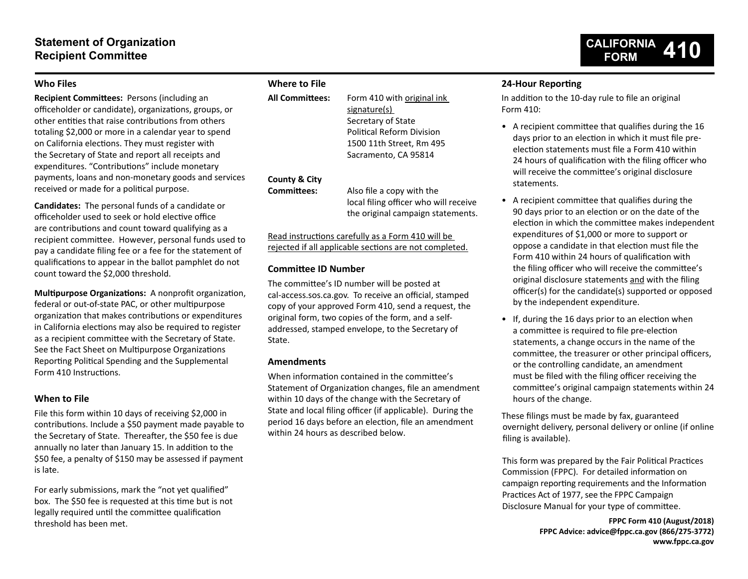# Statement of Organization Recipient Committee

**CALIFORNIA FORM 410**

## Who Files

**Recipient Committees:** Persons (including an officeholder or candidate), organizations, groups, or other entities that raise contributions from others totaling $2,000 or more in a calendar year to spend on California elections. They must register with the Secretary of State and report all receipts and expenditures. "Contributions" include monetary payments, loans and non-monetary goods and services received or made for a political purpose.

**Candidates:** The personal funds of a candidate or officeholder used to seek or hold elective office are contributions and count toward qualifying as a recipient committee. However, personal funds used to pay a candidate filing fee or a fee for the statement of qualifications to appear in the ballot pamphlet do not count toward the $2,000 threshold.

**Multipurpose Organizations:** A nonprofit organization, federal or out-of-state PAC, or other multipurpose organization that makes contributions or expenditures in California elections may also be required to register as a recipient committee with the Secretary of State. See the Fact Sheet on Multipurpose Organizations Reporting Political Spending and the Supplemental Form 410 Instructions.

## When to File

File this form within 10 days of receiving $2,000 in contributions. Include a $50 payment made payable to the Secretary of State. Thereafter, the $50 fee is due annually no later than January 15. In addition to the $50 fee, a penalty of $150 may be assessed if payment is late.

For early submissions, mark the "not yet qualified" box. The $50 fee is requested at this time but is not legally required until the committee qualification threshold has been met.

## Where to File

**All Committees:** Form 410 with original ink signature(s)
Secretary of State
Political Reform Division
1500 11th Street, Rm 495
Sacramento, CA 95814

**County & City Committees:** Also file a copy with the local filing officer who will receive the original campaign statements.

Read instructions carefully as a Form 410 will be rejected if all applicable sections are not completed.

## Committee ID Number

The committee's ID number will be posted at cal-access.sos.ca.gov. To receive an official, stamped copy of your approved Form 410, send a request, the original form, two copies of the form, and a self-addressed, stamped envelope, to the Secretary of State.

## Amendments

When information contained in the committee's Statement of Organization changes, file an amendment within 10 days of the change with the Secretary of State and local filing officer (if applicable). During the period 16 days before an election, file an amendment within 24 hours as described below.

## 24-Hour Reporting

In addition to the 10-day rule to file an original Form 410:

- A recipient committee that qualifies during the 16 days prior to an election in which it must file pre-election statements must file a Form 410 within 24 hours of qualification with the filing officer who will receive the committee's original disclosure statements.
- A recipient committee that qualifies during the 90 days prior to an election or on the date of the election in which the committee makes independent expenditures of $1,000 or more to support or oppose a candidate in that election must file the Form 410 within 24 hours of qualification with the filing officer who will receive the committee's original disclosure statements and with the filing officer(s) for the candidate(s) supported or opposed by the independent expenditure.
- If, during the 16 days prior to an election when a committee is required to file pre-election statements, a change occurs in the name of the committee, the treasurer or other principal officers, or the controlling candidate, an amendment must be filed with the filing officer receiving the committee's original campaign statements within 24 hours of the change.

These filings must be made by fax, guaranteed overnight delivery, personal delivery or online (if online filing is available).

This form was prepared by the Fair Political Practices Commission (FPPC). For detailed information on campaign reporting requirements and the Information Practices Act of 1977, see the FPPC Campaign Disclosure Manual for your type of committee.

**FPPC Form 410 (August/2018)**
**FPPC Advice: advice@fppc.ca.gov (866/275-3772)**
**www.fppc.ca.gov**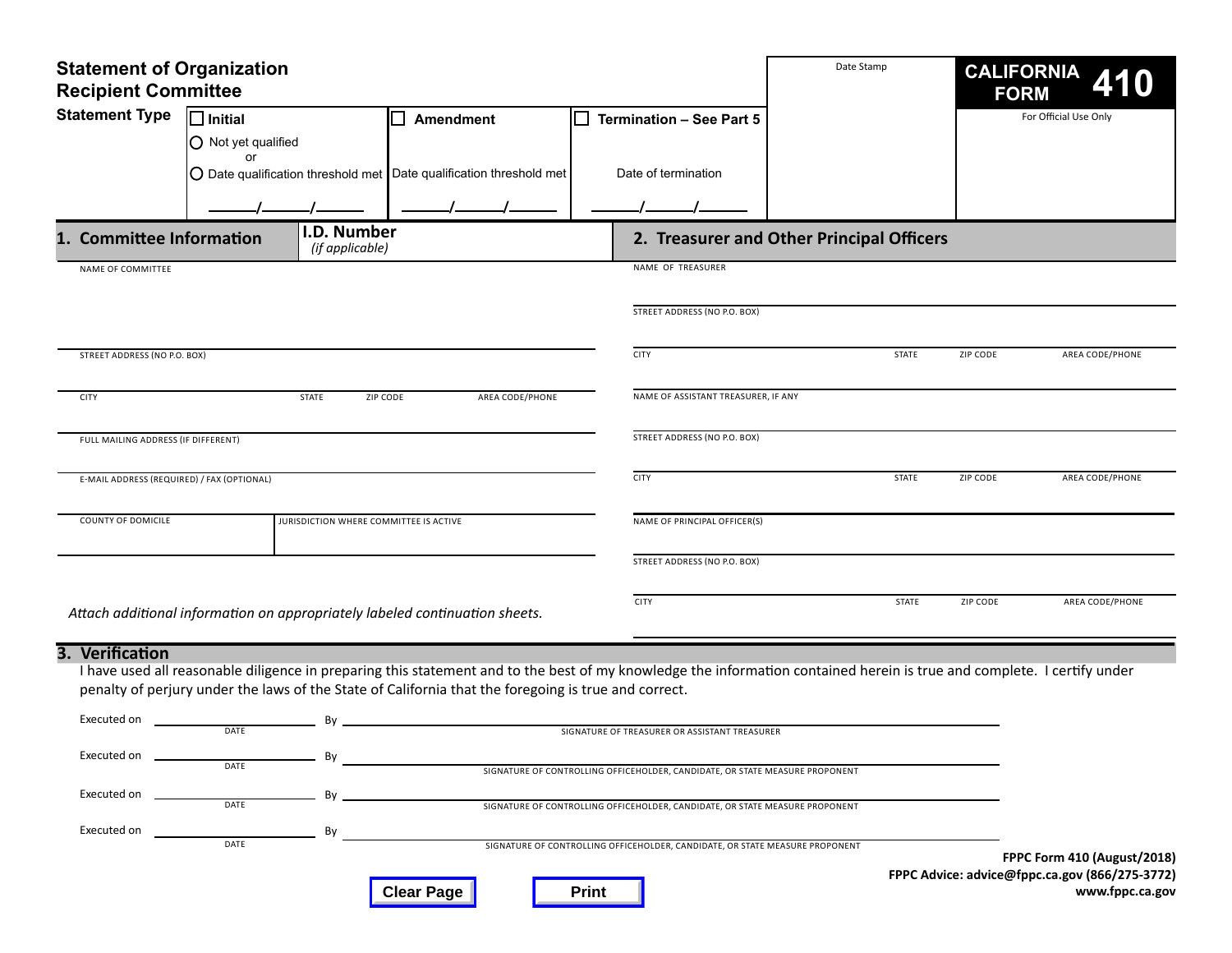# Statement of Organization Recipient Committee

**CALIFORNIA FORM 410**

Date Stamp

For Official Use Only

**Statement Type**

| ☐ **Initial** | ☐ **Amendment** | ☐ **Termination – See Part 5** |
|---|---|---|
| ○ Not yet qualified or ○ Date qualification threshold met | Date qualification threshold met | Date of termination |
| \_\_\_\_\_/\_\_\_\_\_/\_\_\_\_\_ | \_\_\_\_\_/\_\_\_\_\_/\_\_\_\_\_ | \_\_\_\_\_/\_\_\_\_\_/\_\_\_\_\_ |

## 1. Committee Information

**I.D. Number** *(if applicable)*

NAME OF COMMITTEE

STREET ADDRESS (NO P.O. BOX)

CITY | STATE | ZIP CODE | AREA CODE/PHONE

FULL MAILING ADDRESS (IF DIFFERENT)

E-MAIL ADDRESS (REQUIRED) / FAX (OPTIONAL)

COUNTY OF DOMICILE | JURISDICTION WHERE COMMITTEE IS ACTIVE

*Attach additional information on appropriately labeled continuation sheets.*

## 2. Treasurer and Other Principal Officers

NAME OF TREASURER

STREET ADDRESS (NO P.O. BOX)

CITY | STATE | ZIP CODE | AREA CODE/PHONE

NAME OF ASSISTANT TREASURER, IF ANY

STREET ADDRESS (NO P.O. BOX)

CITY | STATE | ZIP CODE | AREA CODE/PHONE

NAME OF PRINCIPAL OFFICER(S)

STREET ADDRESS (NO P.O. BOX)

CITY | STATE | ZIP CODE | AREA CODE/PHONE

## 3. Verification

I have used all reasonable diligence in preparing this statement and to the best of my knowledge the information contained herein is true and complete. I certify under penalty of perjury under the laws of the State of California that the foregoing is true and correct.

Executed on \_\_\_\_\_\_\_\_\_\_\_\_ By \_\_\_\_\_\_\_\_\_\_\_\_\_\_\_\_\_\_\_\_\_\_\_\_\_\_\_\_
DATE — SIGNATURE OF TREASURER OR ASSISTANT TREASURER

Executed on \_\_\_\_\_\_\_\_\_\_\_\_ By \_\_\_\_\_\_\_\_\_\_\_\_\_\_\_\_\_\_\_\_\_\_\_\_\_\_\_\_
DATE — SIGNATURE OF CONTROLLING OFFICEHOLDER, CANDIDATE, OR STATE MEASURE PROPONENT

Executed on \_\_\_\_\_\_\_\_\_\_\_\_ By \_\_\_\_\_\_\_\_\_\_\_\_\_\_\_\_\_\_\_\_\_\_\_\_\_\_\_\_
DATE — SIGNATURE OF CONTROLLING OFFICEHOLDER, CANDIDATE, OR STATE MEASURE PROPONENT

Executed on \_\_\_\_\_\_\_\_\_\_\_\_ By \_\_\_\_\_\_\_\_\_\_\_\_\_\_\_\_\_\_\_\_\_\_\_\_\_\_\_\_
DATE — SIGNATURE OF CONTROLLING OFFICEHOLDER, CANDIDATE, OR STATE MEASURE PROPONENT

Clear Page | Print

**FPPC Form 410 (August/2018)**
**FPPC Advice: advice@fppc.ca.gov (866/275-3772)**
**www.fppc.ca.gov**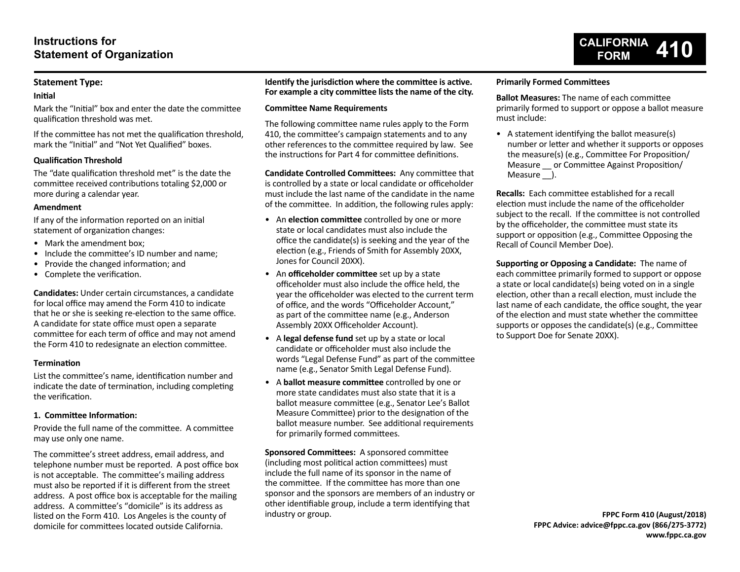# Instructions for Statement of Organization

**CALIFORNIA FORM 410**

## Statement Type:

### Initial

Mark the "Initial" box and enter the date the committee qualification threshold was met.

If the committee has not met the qualification threshold, mark the "Initial" and "Not Yet Qualified" boxes.

### Qualification Threshold

The "date qualification threshold met" is the date the committee received contributions totaling $2,000 or more during a calendar year.

### Amendment

If any of the information reported on an initial statement of organization changes:

- Mark the amendment box;
- Include the committee's ID number and name;
- Provide the changed information; and
- Complete the verification.

**Candidates:** Under certain circumstances, a candidate for local office may amend the Form 410 to indicate that he or she is seeking re-election to the same office. A candidate for state office must open a separate committee for each term of office and may not amend the Form 410 to redesignate an election committee.

### Termination

List the committee's name, identification number and indicate the date of termination, including completing the verification.

### 1. Committee Information:

Provide the full name of the committee. A committee may use only one name.

The committee's street address, email address, and telephone number must be reported. A post office box is not acceptable. The committee's mailing address must also be reported if it is different from the street address. A post office box is acceptable for the mailing address. A committee's "domicile" is its address as listed on the Form 410. Los Angeles is the county of domicile for committees located outside California.

**Identify the jurisdiction where the committee is active. For example a city committee lists the name of the city.**

### Committee Name Requirements

The following committee name rules apply to the Form 410, the committee's campaign statements and to any other references to the committee required by law. See the instructions for Part 4 for committee definitions.

**Candidate Controlled Committees:** Any committee that is controlled by a state or local candidate or officeholder must include the last name of the candidate in the name of the committee. In addition, the following rules apply:

- An **election committee** controlled by one or more state or local candidates must also include the office the candidate(s) is seeking and the year of the election (e.g., Friends of Smith for Assembly 20XX, Jones for Council 20XX).
- An **officeholder committee** set up by a state officeholder must also include the office held, the year the officeholder was elected to the current term of office, and the words "Officeholder Account," as part of the committee name (e.g., Anderson Assembly 20XX Officeholder Account).
- A **legal defense fund** set up by a state or local candidate or officeholder must also include the words "Legal Defense Fund" as part of the committee name (e.g., Senator Smith Legal Defense Fund).
- A **ballot measure committee** controlled by one or more state candidates must also state that it is a ballot measure committee (e.g., Senator Lee's Ballot Measure Committee) prior to the designation of the ballot measure number. See additional requirements for primarily formed committees.

**Sponsored Committees:** A sponsored committee (including most political action committees) must include the full name of its sponsor in the name of the committee. If the committee has more than one sponsor and the sponsors are members of an industry or other identifiable group, include a term identifying that industry or group.

### Primarily Formed Committees

**Ballot Measures:** The name of each committee primarily formed to support or oppose a ballot measure must include:

- A statement identifying the ballot measure(s) number or letter and whether it supports or opposes the measure(s) (e.g., Committee For Proposition/ Measure __ or Committee Against Proposition/ Measure __).

**Recalls:** Each committee established for a recall election must include the name of the officeholder subject to the recall. If the committee is not controlled by the officeholder, the committee must state its support or opposition (e.g., Committee Opposing the Recall of Council Member Doe).

**Supporting or Opposing a Candidate:** The name of each committee primarily formed to support or oppose a state or local candidate(s) being voted on in a single election, other than a recall election, must include the last name of each candidate, the office sought, the year of the election and must state whether the committee supports or opposes the candidate(s) (e.g., Committee to Support Doe for Senate 20XX).

**FPPC Form 410 (August/2018)**
**FPPC Advice: advice@fppc.ca.gov (866/275-3772)**
**www.fppc.ca.gov**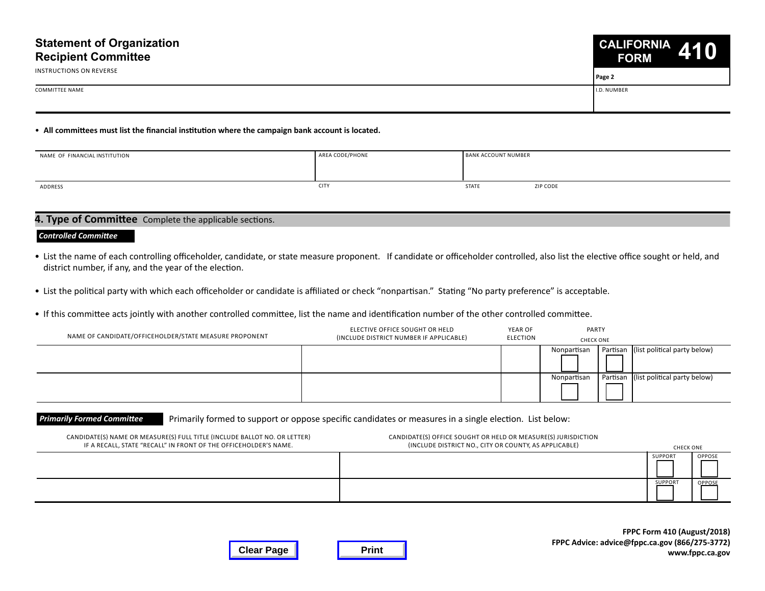# Statement of Organization Recipient Committee

INSTRUCTIONS ON REVERSE

**CALIFORNIA FORM 410**

Page 2

| COMMITTEE NAME | I.D. NUMBER |
|---|---|
| | |

- **All committees must list the financial institution where the campaign bank account is located.**

| NAME OF FINANCIAL INSTITUTION | AREA CODE/PHONE | BANK ACCOUNT NUMBER | |
|---|---|---|---|
| | | | |
| ADDRESS | CITY | STATE | ZIP CODE |
| | | | |

## 4. Type of Committee Complete the applicable sections.

***Controlled Committee***

- List the name of each controlling officeholder, candidate, or state measure proponent. If candidate or officeholder controlled, also list the elective office sought or held, and district number, if any, and the year of the election.
- List the political party with which each officeholder or candidate is affiliated or check "nonpartisan." Stating "No party preference" is acceptable.
- If this committee acts jointly with another controlled committee, list the name and identification number of the other controlled committee.

| NAME OF CANDIDATE/OFFICEHOLDER/STATE MEASURE PROPONENT | ELECTIVE OFFICE SOUGHT OR HELD (INCLUDE DISTRICT NUMBER IF APPLICABLE) | YEAR OF ELECTION | PARTY CHECK ONE | | |
|---|---|---|---|---|---|
| | | | Nonpartisan ☐ | Partisan ☐ | (list political party below) |
| | | | Nonpartisan ☐ | Partisan ☐ | (list political party below) |

***Primarily Formed Committee*** Primarily formed to support or oppose specific candidates or measures in a single election. List below:

| CANDIDATE(S) NAME OR MEASURE(S) FULL TITLE (INCLUDE BALLOT NO. OR LETTER) IF A RECALL, STATE "RECALL" IN FRONT OF THE OFFICEHOLDER'S NAME. | CANDIDATE(S) OFFICE SOUGHT OR HELD OR MEASURE(S) JURISDICTION (INCLUDE DISTRICT NO., CITY OR COUNTY, AS APPLICABLE) | CHECK ONE | |
|---|---|---|---|
| | | SUPPORT ☐ | OPPOSE ☐ |
| | | SUPPORT ☐ | OPPOSE ☐ |

Clear Page | Print

**FPPC Form 410 (August/2018)**
**FPPC Advice: advice@fppc.ca.gov (866/275-3772)**
**www.fppc.ca.gov**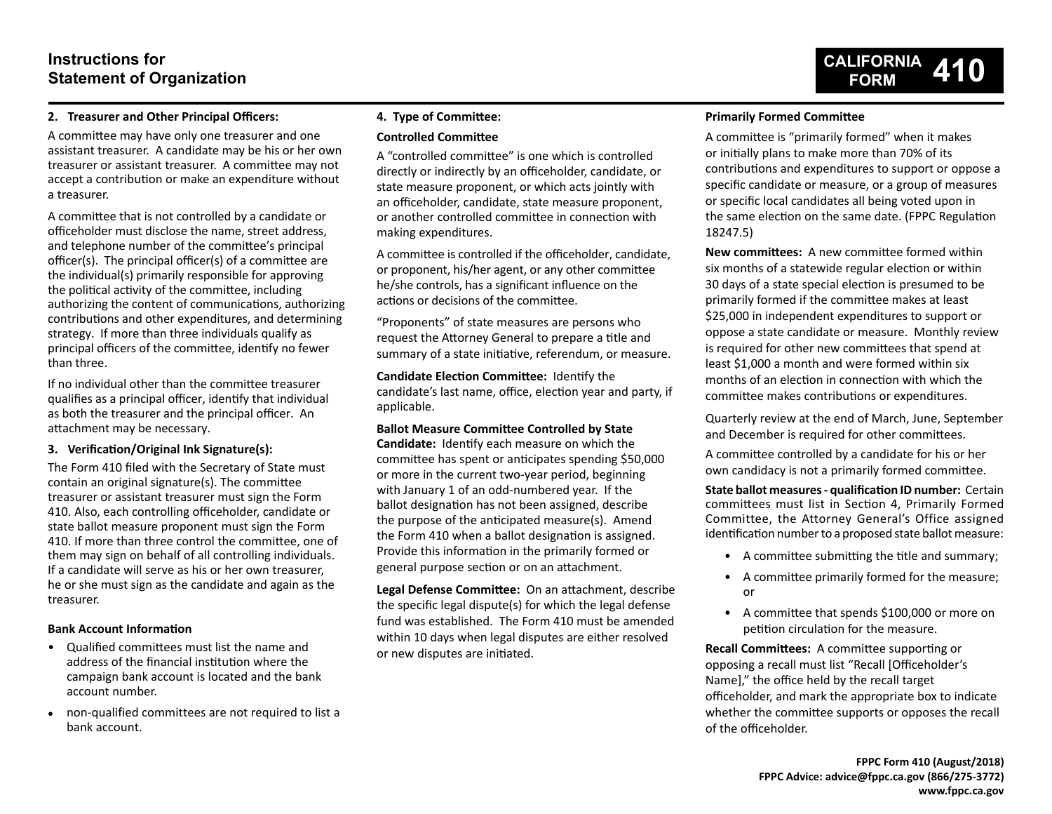# Instructions for Statement of Organization

**CALIFORNIA FORM 410**

### 2. Treasurer and Other Principal Officers:

A committee may have only one treasurer and one assistant treasurer. A candidate may be his or her own treasurer or assistant treasurer. A committee may not accept a contribution or make an expenditure without a treasurer.

A committee that is not controlled by a candidate or officeholder must disclose the name, street address, and telephone number of the committee's principal officer(s). The principal officer(s) of a committee are the individual(s) primarily responsible for approving the political activity of the committee, including authorizing the content of communications, authorizing contributions and other expenditures, and determining strategy. If more than three individuals qualify as principal officers of the committee, identify no fewer than three.

If no individual other than the committee treasurer qualifies as a principal officer, identify that individual as both the treasurer and the principal officer. An attachment may be necessary.

### 3. Verification/Original Ink Signature(s):

The Form 410 filed with the Secretary of State must contain an original signature(s). The committee treasurer or assistant treasurer must sign the Form 410. Also, each controlling officeholder, candidate or state ballot measure proponent must sign the Form 410. If more than three control the committee, one of them may sign on behalf of all controlling individuals. If a candidate will serve as his or her own treasurer, he or she must sign as the candidate and again as the treasurer.

**Bank Account Information**

- Qualified committees must list the name and address of the financial institution where the campaign bank account is located and the bank account number.
- non-qualified committees are not required to list a bank account.

### 4. Type of Committee:

**Controlled Committee**

A "controlled committee" is one which is controlled directly or indirectly by an officeholder, candidate, or state measure proponent, or which acts jointly with an officeholder, candidate, state measure proponent, or another controlled committee in connection with making expenditures.

A committee is controlled if the officeholder, candidate, or proponent, his/her agent, or any other committee he/she controls, has a significant influence on the actions or decisions of the committee.

"Proponents" of state measures are persons who request the Attorney General to prepare a title and summary of a state initiative, referendum, or measure.

**Candidate Election Committee:** Identify the candidate's last name, office, election year and party, if applicable.

**Ballot Measure Committee Controlled by State Candidate:** Identify each measure on which the committee has spent or anticipates spending $50,000 or more in the current two-year period, beginning with January 1 of an odd-numbered year. If the ballot designation has not been assigned, describe the purpose of the anticipated measure(s). Amend the Form 410 when a ballot designation is assigned. Provide this information in the primarily formed or general purpose section or on an attachment.

**Legal Defense Committee:** On an attachment, describe the specific legal dispute(s) for which the legal defense fund was established. The Form 410 must be amended within 10 days when legal disputes are either resolved or new disputes are initiated.

**Primarily Formed Committee**

A committee is "primarily formed" when it makes or initially plans to make more than 70% of its contributions and expenditures to support or oppose a specific candidate or measure, or a group of measures or specific local candidates all being voted upon in the same election on the same date. (FPPC Regulation 18247.5)

**New committees:** A new committee formed within six months of a statewide regular election or within 30 days of a state special election is presumed to be primarily formed if the committee makes at least $25,000 in independent expenditures to support or oppose a state candidate or measure. Monthly review is required for other new committees that spend at least $1,000 a month and were formed within six months of an election in connection with which the committee makes contributions or expenditures.

Quarterly review at the end of March, June, September and December is required for other committees.

A committee controlled by a candidate for his or her own candidacy is not a primarily formed committee.

**State ballot measures - qualification ID number:** Certain committees must list in Section 4, Primarily Formed Committee, the Attorney General's Office assigned identification number to a proposed state ballot measure:

- A committee submitting the title and summary;
- A committee primarily formed for the measure; or
- A committee that spends $100,000 or more on petition circulation for the measure.

**Recall Committees:** A committee supporting or opposing a recall must list "Recall [Officeholder's Name]," the office held by the recall target officeholder, and mark the appropriate box to indicate whether the committee supports or opposes the recall of the officeholder.

**FPPC Form 410 (August/2018)**
**FPPC Advice: advice@fppc.ca.gov (866/275-3772)**
**www.fppc.ca.gov**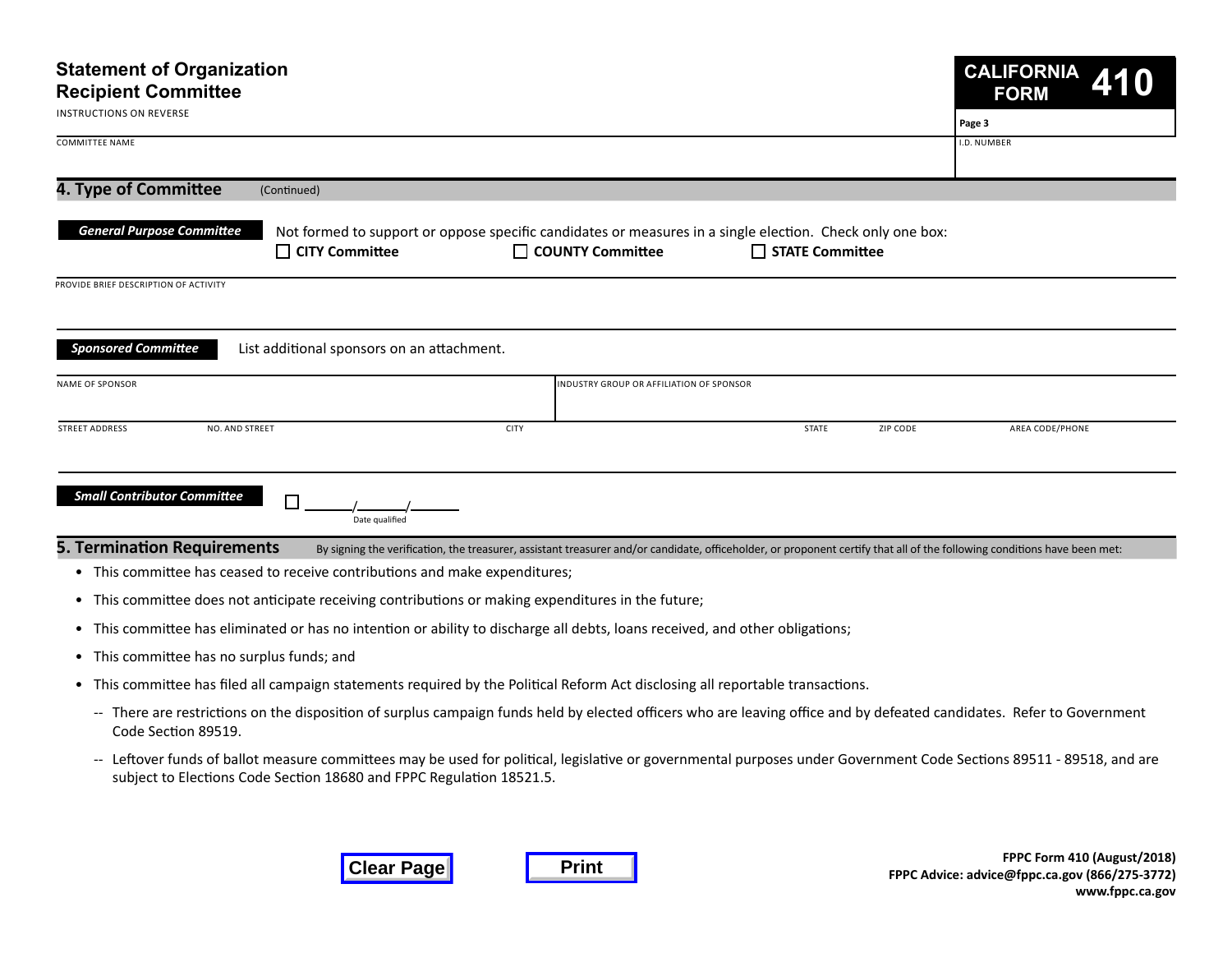# Statement of Organization Recipient Committee

INSTRUCTIONS ON REVERSE

**CALIFORNIA FORM 410**

Page 3

COMMITTEE NAME

I.D. NUMBER

## 4. Type of Committee (Continued)

***General Purpose Committee***

Not formed to support or oppose specific candidates or measures in a single election. Check only one box:

☐ **CITY Committee** ☐ **COUNTY Committee** ☐ **STATE Committee**

PROVIDE BRIEF DESCRIPTION OF ACTIVITY

***Sponsored Committee***

List additional sponsors on an attachment.

| NAME OF SPONSOR | INDUSTRY GROUP OR AFFILIATION OF SPONSOR |
|---|---|
| | |

| STREET ADDRESS NO. AND STREET | CITY | STATE | ZIP CODE | AREA CODE/PHONE |
|---|---|---|---|---|
| | | | | |

***Small Contributor Committee***

☐ ______/______/______
Date qualified

## 5. Termination Requirements

By signing the verification, the treasurer, assistant treasurer and/or candidate, officeholder, or proponent certify that all of the following conditions have been met:

- This committee has ceased to receive contributions and make expenditures;
- This committee does not anticipate receiving contributions or making expenditures in the future;
- This committee has eliminated or has no intention or ability to discharge all debts, loans received, and other obligations;
- This committee has no surplus funds; and
- This committee has filed all campaign statements required by the Political Reform Act disclosing all reportable transactions.
  - -- There are restrictions on the disposition of surplus campaign funds held by elected officers who are leaving office and by defeated candidates. Refer to Government Code Section 89519.
  - -- Leftover funds of ballot measure committees may be used for political, legislative or governmental purposes under Government Code Sections 89511 - 89518, and are subject to Elections Code Section 18680 and FPPC Regulation 18521.5.

Clear Page Print

**FPPC Form 410 (August/2018)**
**FPPC Advice: advice@fppc.ca.gov (866/275-3772)**
**www.fppc.ca.gov**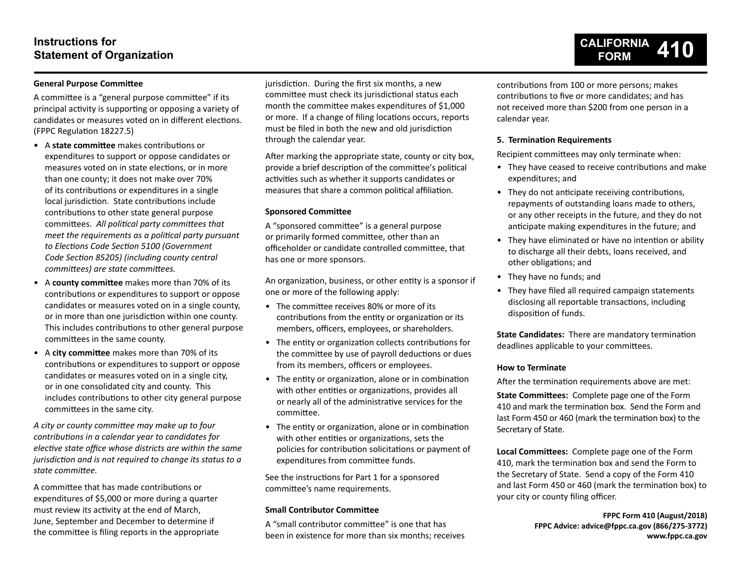# Instructions for Statement of Organization

**CALIFORNIA FORM 410**

### General Purpose Committee

A committee is a "general purpose committee" if its principal activity is supporting or opposing a variety of candidates or measures voted on in different elections. (FPPC Regulation 18227.5)

- A **state committee** makes contributions or expenditures to support or oppose candidates or measures voted on in state elections, or in more than one county; it does not make over 70% of its contributions or expenditures in a single local jurisdiction. State contributions include contributions to other state general purpose committees. *All political party committees that meet the requirements as a political party pursuant to Elections Code Section 5100 (Government Code Section 85205) (including county central committees) are state committees.*
- A **county committee** makes more than 70% of its contributions or expenditures to support or oppose candidates or measures voted on in a single county, or in more than one jurisdiction within one county. This includes contributions to other general purpose committees in the same county.
- A **city committee** makes more than 70% of its contributions or expenditures to support or oppose candidates or measures voted on in a single city, or in one consolidated city and county. This includes contributions to other city general purpose committees in the same city.

*A city or county committee may make up to four contributions in a calendar year to candidates for elective state office whose districts are within the same jurisdiction and is not required to change its status to a state committee.*

A committee that has made contributions or expenditures of $5,000 or more during a quarter must review its activity at the end of March, June, September and December to determine if the committee is filing reports in the appropriate jurisdiction. During the first six months, a new committee must check its jurisdictional status each month the committee makes expenditures of $1,000 or more. If a change of filing locations occurs, reports must be filed in both the new and old jurisdiction through the calendar year.

After marking the appropriate state, county or city box, provide a brief description of the committee's political activities such as whether it supports candidates or measures that share a common political affiliation.

### Sponsored Committee

A "sponsored committee" is a general purpose or primarily formed committee, other than an officeholder or candidate controlled committee, that has one or more sponsors.

An organization, business, or other entity is a sponsor if one or more of the following apply:

- The committee receives 80% or more of its contributions from the entity or organization or its members, officers, employees, or shareholders.
- The entity or organization collects contributions for the committee by use of payroll deductions or dues from its members, officers or employees.
- The entity or organization, alone or in combination with other entities or organizations, provides all or nearly all of the administrative services for the committee.
- The entity or organization, alone or in combination with other entities or organizations, sets the policies for contribution solicitations or payment of expenditures from committee funds.

See the instructions for Part 1 for a sponsored committee's name requirements.

### Small Contributor Committee

A "small contributor committee" is one that has been in existence for more than six months; receives contributions from 100 or more persons; makes contributions to five or more candidates; and has not received more than $200 from one person in a calendar year.

### 5. Termination Requirements

Recipient committees may only terminate when:

- They have ceased to receive contributions and make expenditures; and
- They do not anticipate receiving contributions, repayments of outstanding loans made to others, or any other receipts in the future, and they do not anticipate making expenditures in the future; and
- They have eliminated or have no intention or ability to discharge all their debts, loans received, and other obligations; and
- They have no funds; and
- They have filed all required campaign statements disclosing all reportable transactions, including disposition of funds.

**State Candidates:** There are mandatory termination deadlines applicable to your committees.

### How to Terminate

After the termination requirements above are met:

**State Committees:** Complete page one of the Form 410 and mark the termination box. Send the Form and last Form 450 or 460 (mark the termination box) to the Secretary of State.

**Local Committees:** Complete page one of the Form 410, mark the termination box and send the Form to the Secretary of State. Send a copy of the Form 410 and last Form 450 or 460 (mark the termination box) to your city or county filing officer.

**FPPC Form 410 (August/2018)**
**FPPC Advice: advice@fppc.ca.gov (866/275-3772)**
**www.fppc.ca.gov**